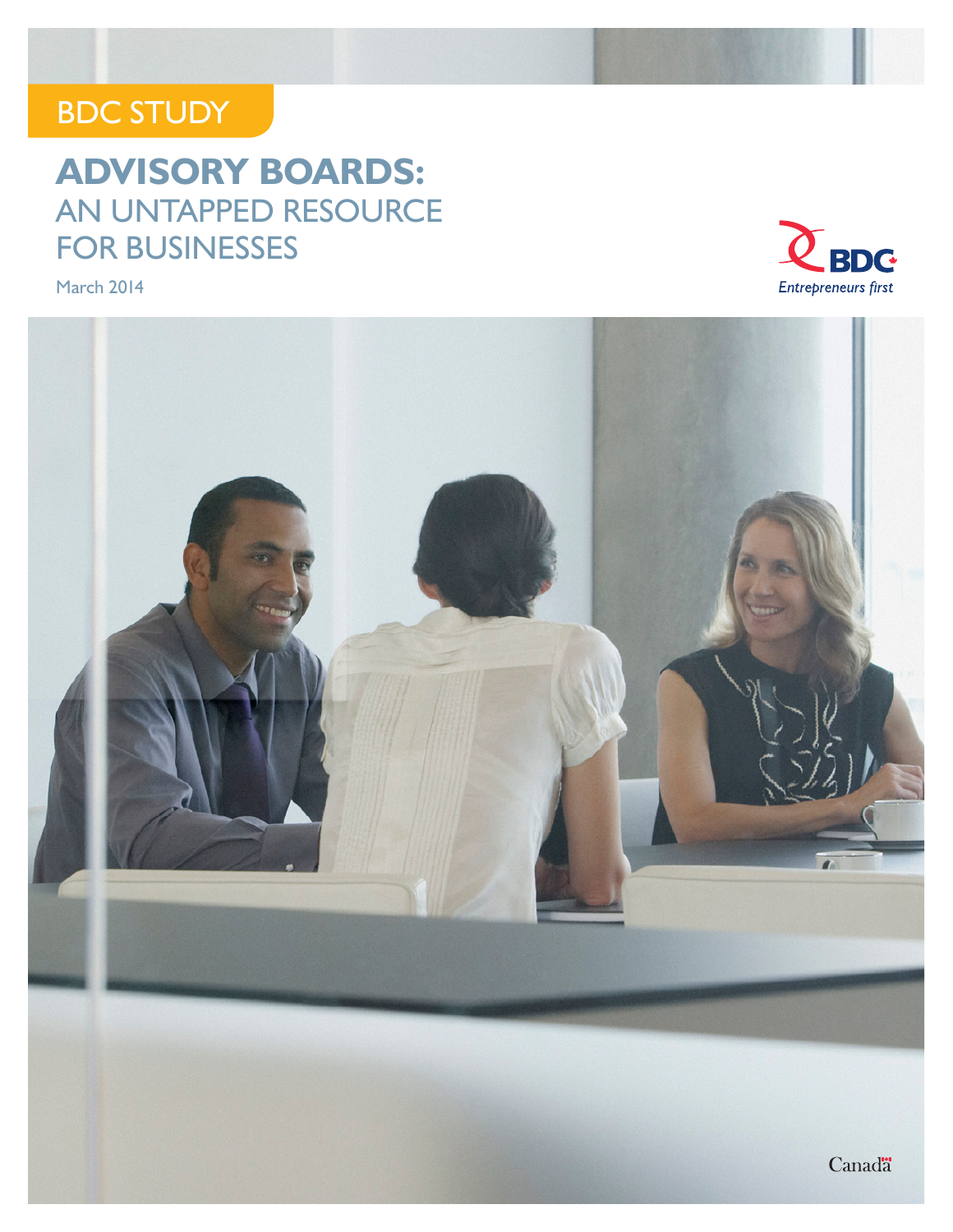BDC STUDY

# ADVISORY BOARDS: AN UNTAPPED RESOURCE FOR BUSINESSES

March 2014

BDC
*Entrepreneurs first*

Canada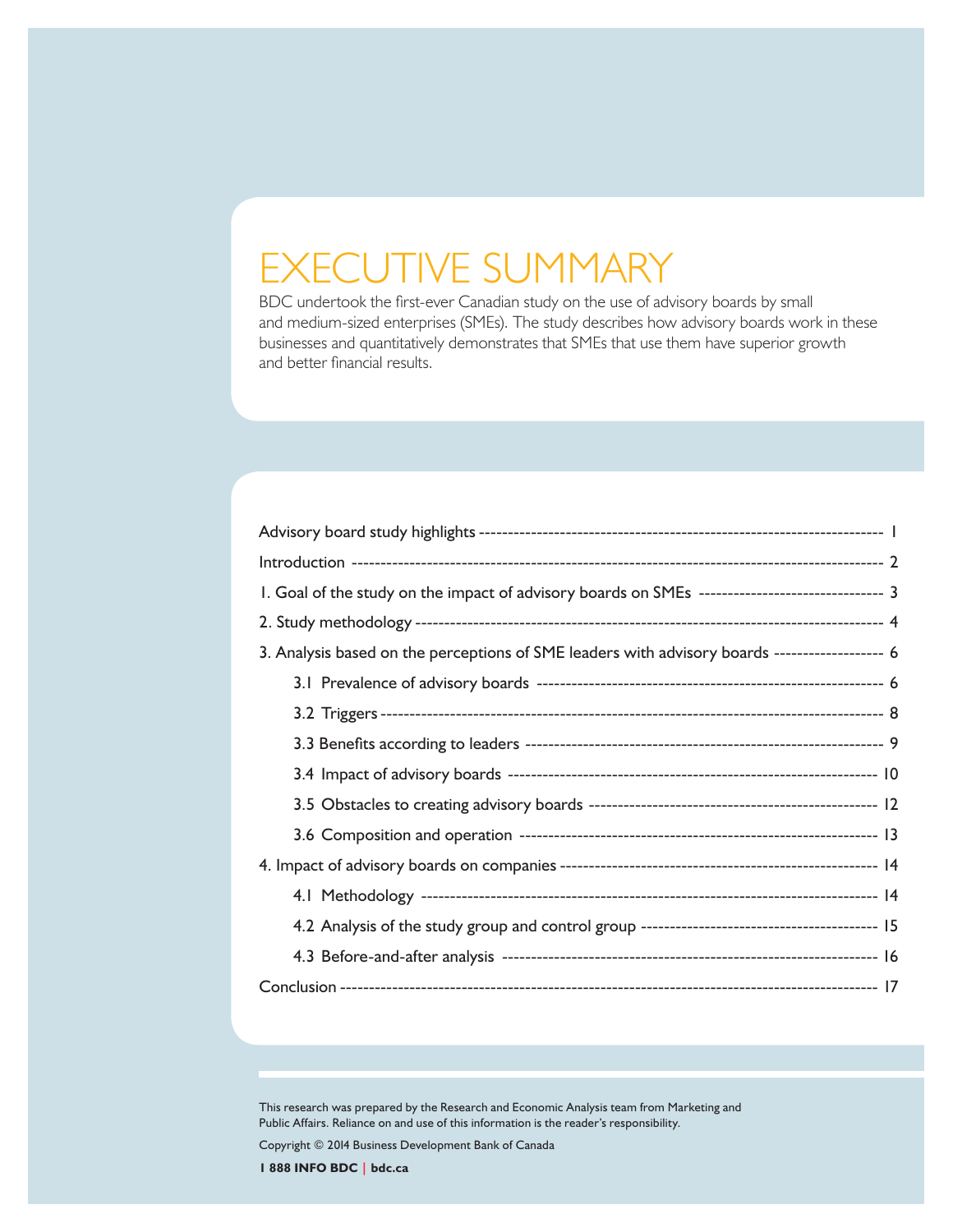# EXECUTIVE SUMMARY

BDC undertook the first-ever Canadian study on the use of advisory boards by small and medium-sized enterprises (SMEs). The study describes how advisory boards work in these businesses and quantitatively demonstrates that SMEs that use them have superior growth and better financial results.

Advisory board study highlights ---------- 1

Introduction ---------- 2

1. Goal of the study on the impact of advisory boards on SMEs ---------- 3

2. Study methodology ---------- 4

3. Analysis based on the perceptions of SME leaders with advisory boards ---------- 6

   3.1 Prevalence of advisory boards ---------- 6

   3.2 Triggers ---------- 8

   3.3 Benefits according to leaders ---------- 9

   3.4 Impact of advisory boards ---------- 10

   3.5 Obstacles to creating advisory boards ---------- 12

   3.6 Composition and operation ---------- 13

4. Impact of advisory boards on companies ---------- 14

   4.1 Methodology ---------- 14

   4.2 Analysis of the study group and control group ---------- 15

   4.3 Before-and-after analysis ---------- 16

Conclusion ---------- 17

This research was prepared by the Research and Economic Analysis team from Marketing and Public Affairs. Reliance on and use of this information is the reader's responsibility.

Copyright © 2014 Business Development Bank of Canada

**1 888 INFO BDC | bdc.ca**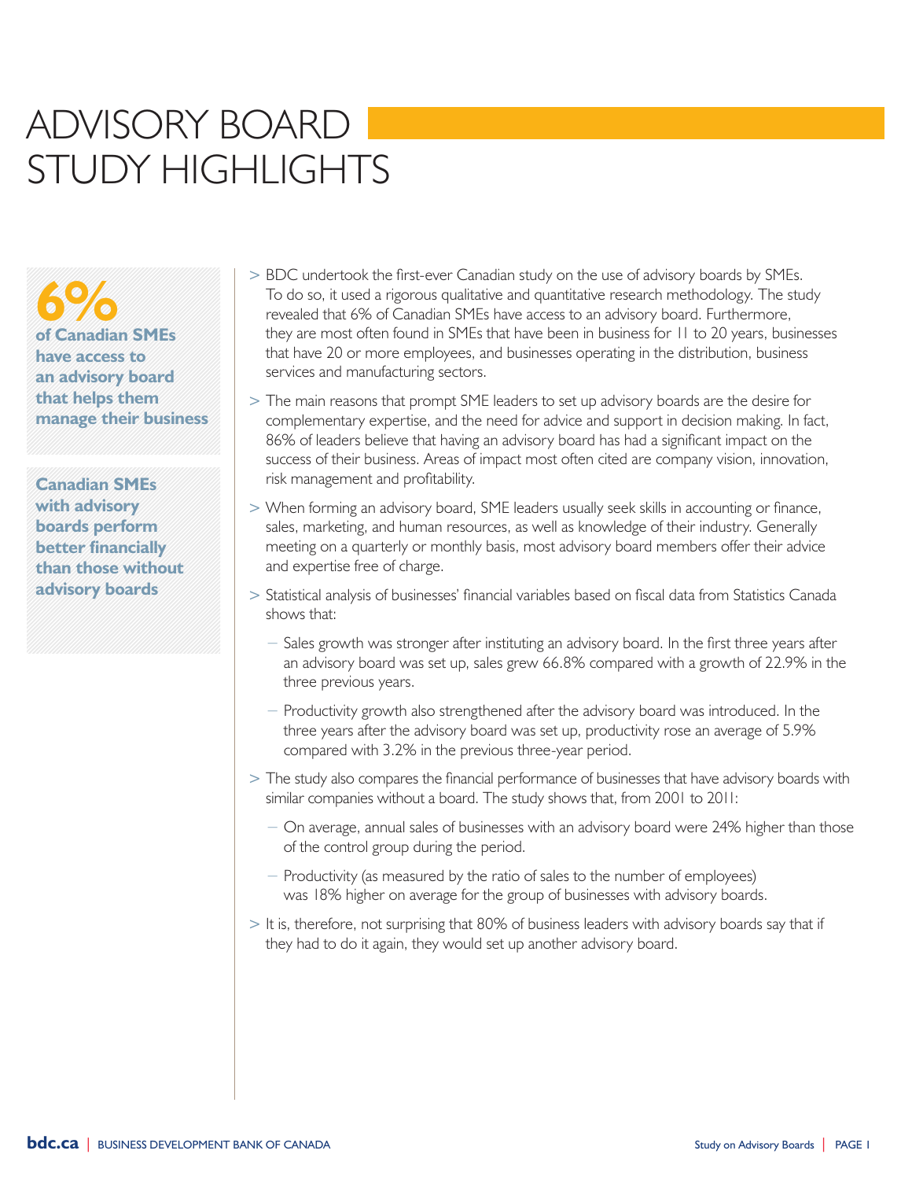# ADVISORY BOARD STUDY HIGHLIGHTS

**6%**
**of Canadian SMEs have access to an advisory board that helps them manage their business**

**Canadian SMEs with advisory boards perform better financially than those without advisory boards**

> BDC undertook the first-ever Canadian study on the use of advisory boards by SMEs. To do so, it used a rigorous qualitative and quantitative research methodology. The study revealed that 6% of Canadian SMEs have access to an advisory board. Furthermore, they are most often found in SMEs that have been in business for 11 to 20 years, businesses that have 20 or more employees, and businesses operating in the distribution, business services and manufacturing sectors.

> The main reasons that prompt SME leaders to set up advisory boards are the desire for complementary expertise, and the need for advice and support in decision making. In fact, 86% of leaders believe that having an advisory board has had a significant impact on the success of their business. Areas of impact most often cited are company vision, innovation, risk management and profitability.

> When forming an advisory board, SME leaders usually seek skills in accounting or finance, sales, marketing, and human resources, as well as knowledge of their industry. Generally meeting on a quarterly or monthly basis, most advisory board members offer their advice and expertise free of charge.

> Statistical analysis of businesses' financial variables based on fiscal data from Statistics Canada shows that:

- Sales growth was stronger after instituting an advisory board. In the first three years after an advisory board was set up, sales grew 66.8% compared with a growth of 22.9% in the three previous years.
- Productivity growth also strengthened after the advisory board was introduced. In the three years after the advisory board was set up, productivity rose an average of 5.9% compared with 3.2% in the previous three-year period.

> The study also compares the financial performance of businesses that have advisory boards with similar companies without a board. The study shows that, from 2001 to 2011:

- On average, annual sales of businesses with an advisory board were 24% higher than those of the control group during the period.
- Productivity (as measured by the ratio of sales to the number of employees) was 18% higher on average for the group of businesses with advisory boards.

> It is, therefore, not surprising that 80% of business leaders with advisory boards say that if they had to do it again, they would set up another advisory board.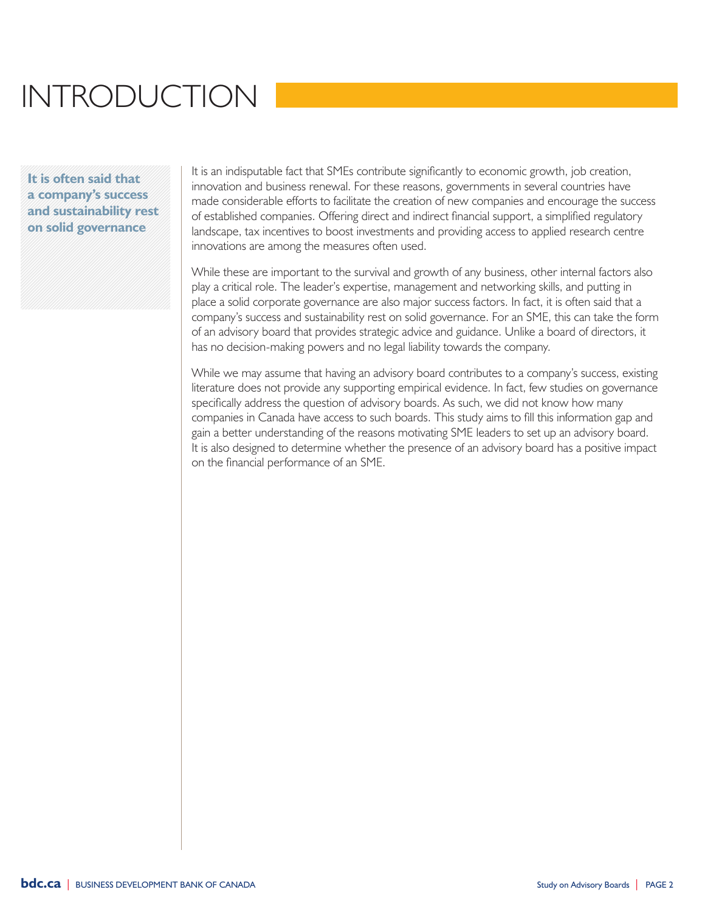# INTRODUCTION

**It is often said that a company's success and sustainability rest on solid governance**

It is an indisputable fact that SMEs contribute significantly to economic growth, job creation, innovation and business renewal. For these reasons, governments in several countries have made considerable efforts to facilitate the creation of new companies and encourage the success of established companies. Offering direct and indirect financial support, a simplified regulatory landscape, tax incentives to boost investments and providing access to applied research centre innovations are among the measures often used.

While these are important to the survival and growth of any business, other internal factors also play a critical role. The leader's expertise, management and networking skills, and putting in place a solid corporate governance are also major success factors. In fact, it is often said that a company's success and sustainability rest on solid governance. For an SME, this can take the form of an advisory board that provides strategic advice and guidance. Unlike a board of directors, it has no decision-making powers and no legal liability towards the company.

While we may assume that having an advisory board contributes to a company's success, existing literature does not provide any supporting empirical evidence. In fact, few studies on governance specifically address the question of advisory boards. As such, we did not know how many companies in Canada have access to such boards. This study aims to fill this information gap and gain a better understanding of the reasons motivating SME leaders to set up an advisory board. It is also designed to determine whether the presence of an advisory board has a positive impact on the financial performance of an SME.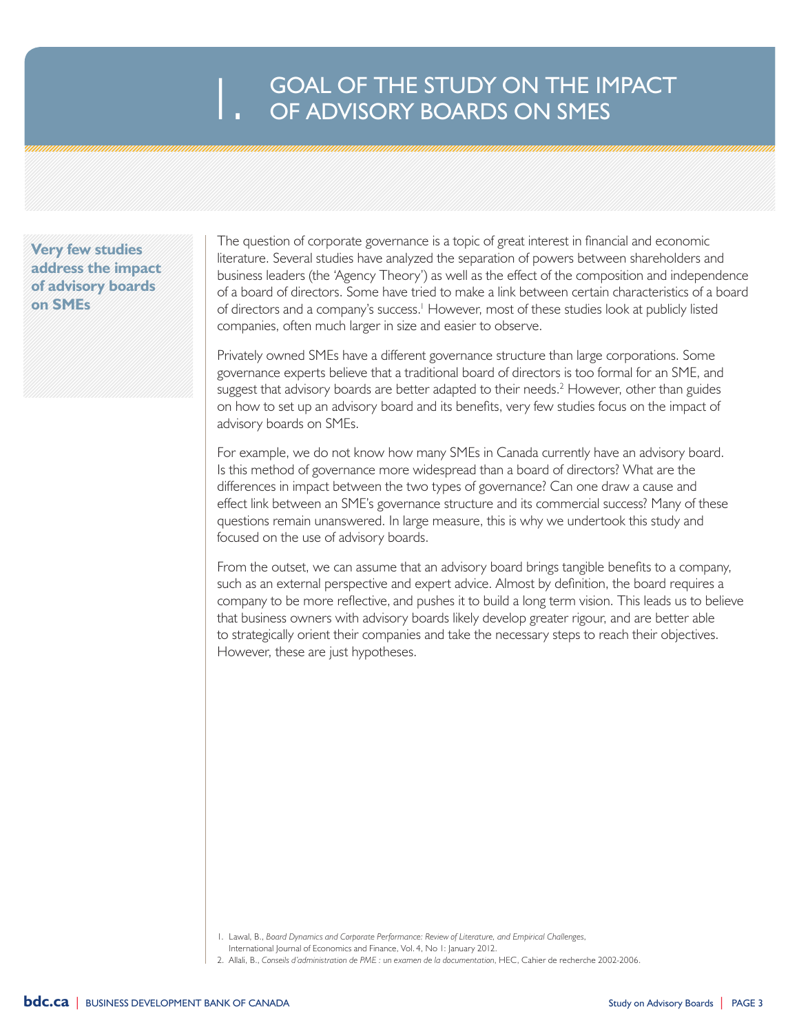# 1. GOAL OF THE STUDY ON THE IMPACT OF ADVISORY BOARDS ON SMES

**Very few studies address the impact of advisory boards on SMEs**

The question of corporate governance is a topic of great interest in financial and economic literature. Several studies have analyzed the separation of powers between shareholders and business leaders (the 'Agency Theory') as well as the effect of the composition and independence of a board of directors. Some have tried to make a link between certain characteristics of a board of directors and a company's success.[1] However, most of these studies look at publicly listed companies, often much larger in size and easier to observe.

Privately owned SMEs have a different governance structure than large corporations. Some governance experts believe that a traditional board of directors is too formal for an SME, and suggest that advisory boards are better adapted to their needs.[2] However, other than guides on how to set up an advisory board and its benefits, very few studies focus on the impact of advisory boards on SMEs.

For example, we do not know how many SMEs in Canada currently have an advisory board. Is this method of governance more widespread than a board of directors? What are the differences in impact between the two types of governance? Can one draw a cause and effect link between an SME's governance structure and its commercial success? Many of these questions remain unanswered. In large measure, this is why we undertook this study and focused on the use of advisory boards.

From the outset, we can assume that an advisory board brings tangible benefits to a company, such as an external perspective and expert advice. Almost by definition, the board requires a company to be more reflective, and pushes it to build a long term vision. This leads us to believe that business owners with advisory boards likely develop greater rigour, and are better able to strategically orient their companies and take the necessary steps to reach their objectives. However, these are just hypotheses.

1. Lawal, B., *Board Dynamics and Corporate Performance: Review of Literature, and Empirical Challenges*, International Journal of Economics and Finance, Vol. 4, No 1: January 2012.
2. Allali, B., *Conseils d'administration de PME : un examen de la documentation*, HEC, Cahier de recherche 2002-2006.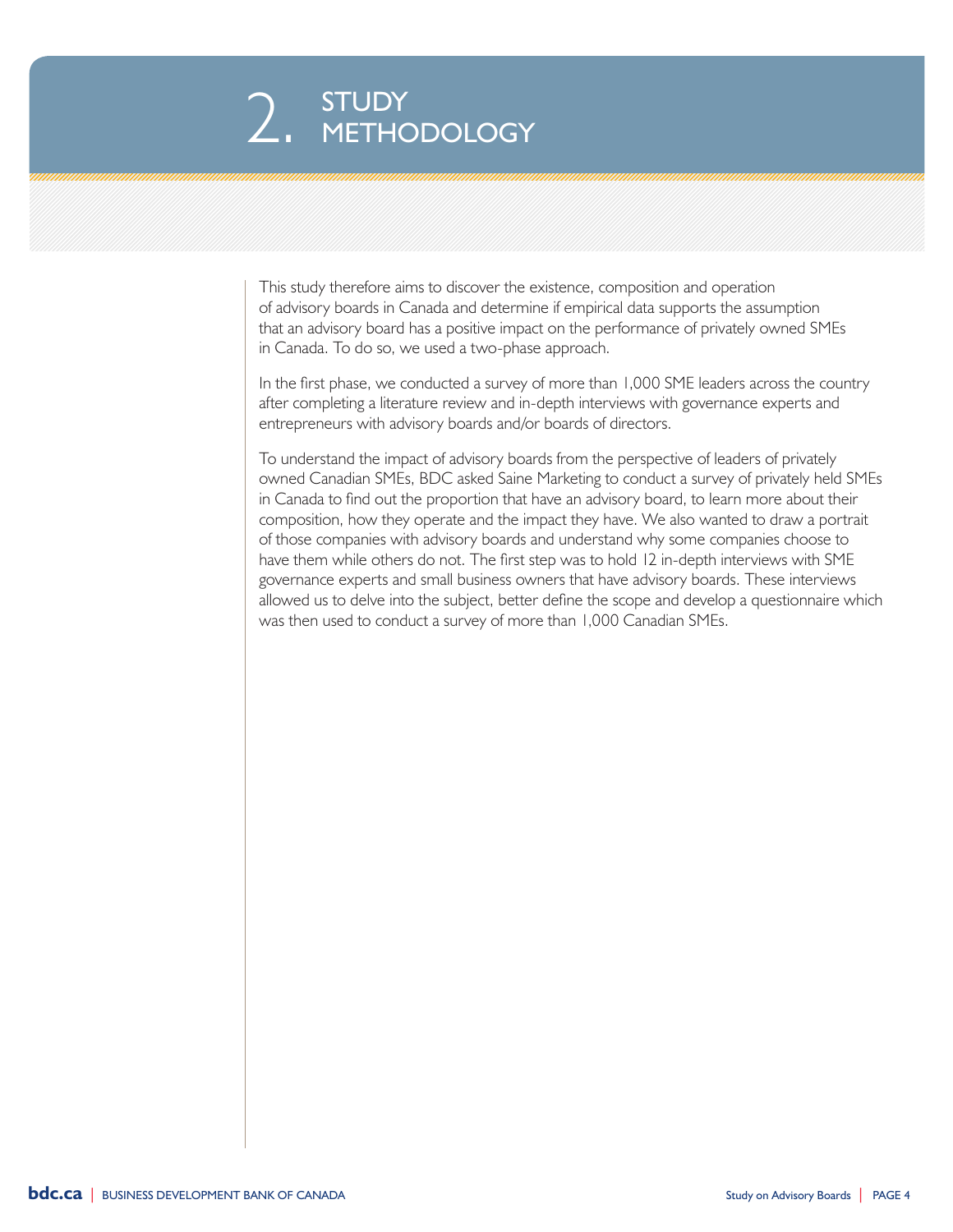# 2. STUDY METHODOLOGY

This study therefore aims to discover the existence, composition and operation of advisory boards in Canada and determine if empirical data supports the assumption that an advisory board has a positive impact on the performance of privately owned SMEs in Canada. To do so, we used a two-phase approach.

In the first phase, we conducted a survey of more than 1,000 SME leaders across the country after completing a literature review and in-depth interviews with governance experts and entrepreneurs with advisory boards and/or boards of directors.

To understand the impact of advisory boards from the perspective of leaders of privately owned Canadian SMEs, BDC asked Saine Marketing to conduct a survey of privately held SMEs in Canada to find out the proportion that have an advisory board, to learn more about their composition, how they operate and the impact they have. We also wanted to draw a portrait of those companies with advisory boards and understand why some companies choose to have them while others do not. The first step was to hold 12 in-depth interviews with SME governance experts and small business owners that have advisory boards. These interviews allowed us to delve into the subject, better define the scope and develop a questionnaire which was then used to conduct a survey of more than 1,000 Canadian SMEs.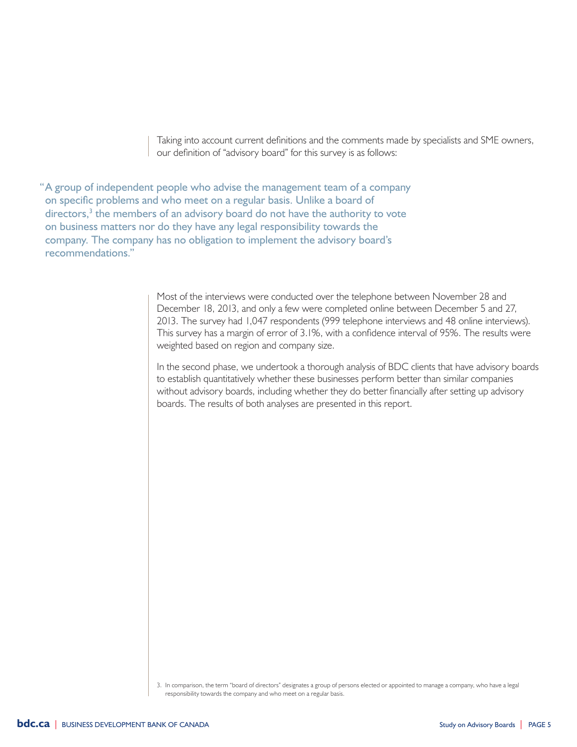Taking into account current definitions and the comments made by specialists and SME owners, our definition of "advisory board" for this survey is as follows:

> "A group of independent people who advise the management team of a company on specific problems and who meet on a regular basis. Unlike a board of directors,[3] the members of an advisory board do not have the authority to vote on business matters nor do they have any legal responsibility towards the company. The company has no obligation to implement the advisory board's recommendations."

Most of the interviews were conducted over the telephone between November 28 and December 18, 2013, and only a few were completed online between December 5 and 27, 2013. The survey had 1,047 respondents (999 telephone interviews and 48 online interviews). This survey has a margin of error of 3.1%, with a confidence interval of 95%. The results were weighted based on region and company size.

In the second phase, we undertook a thorough analysis of BDC clients that have advisory boards to establish quantitatively whether these businesses perform better than similar companies without advisory boards, including whether they do better financially after setting up advisory boards. The results of both analyses are presented in this report.

3. In comparison, the term "board of directors" designates a group of persons elected or appointed to manage a company, who have a legal responsibility towards the company and who meet on a regular basis.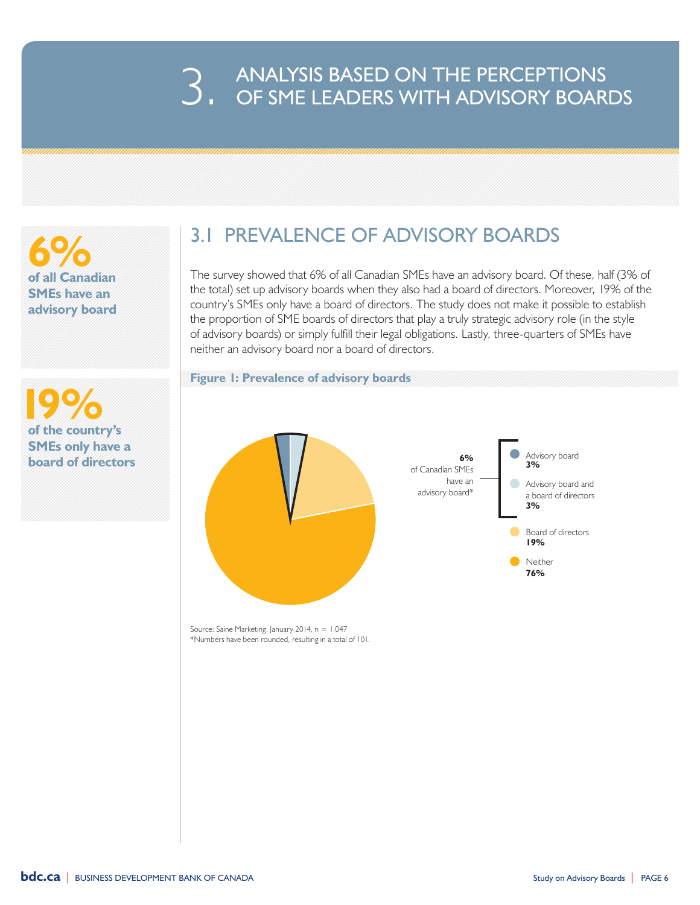# 3. ANALYSIS BASED ON THE PERCEPTIONS OF SME LEADERS WITH ADVISORY BOARDS

**6%**
**of all Canadian SMEs have an advisory board**

**19%**
**of the country's SMEs only have a board of directors**

## 3.1 PREVALENCE OF ADVISORY BOARDS

The survey showed that 6% of all Canadian SMEs have an advisory board. Of these, half (3% of the total) set up advisory boards when they also had a board of directors. Moreover, 19% of the country's SMEs only have a board of directors. The study does not make it possible to establish the proportion of SME boards of directors that play a truly strategic advisory role (in the style of advisory boards) or simply fulfill their legal obligations. Lastly, three-quarters of SMEs have neither an advisory board nor a board of directors.

**Figure 1: Prevalence of advisory boards**

**6%** of Canadian SMEs have an advisory board*

- Advisory board **3%**
- Advisory board and a board of directors **3%**
- Board of directors **19%**
- Neither **76%**

Source: Saine Marketing, January 2014, n = 1,047
*Numbers have been rounded, resulting in a total of 101.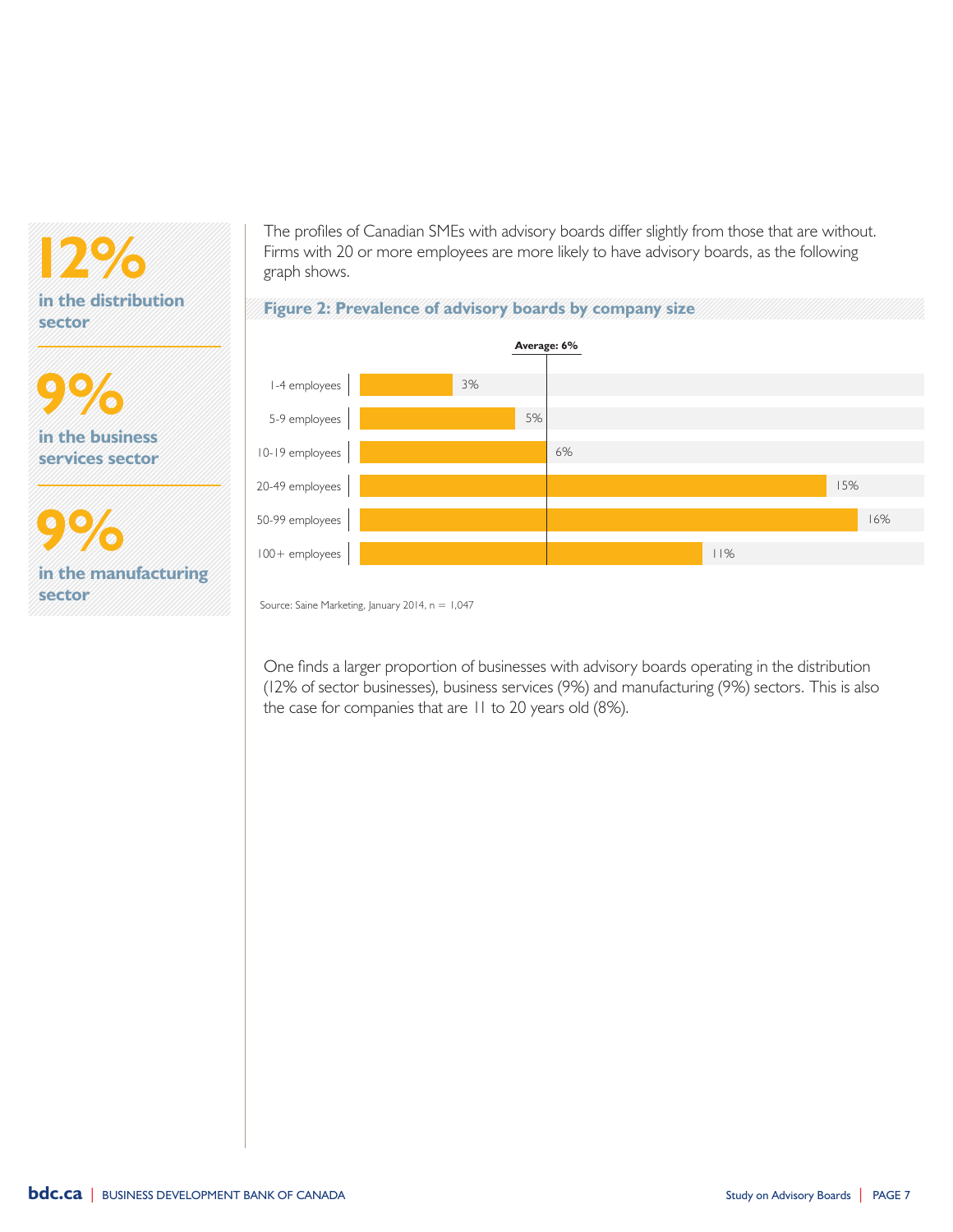**12%**
**in the distribution sector**

**9%**
**in the business services sector**

**9%**
**in the manufacturing sector**

The profiles of Canadian SMEs with advisory boards differ slightly from those that are without. Firms with 20 or more employees are more likely to have advisory boards, as the following graph shows.

**Figure 2: Prevalence of advisory boards by company size**

| Company size | Prevalence |
|---|---|
| 1-4 employees | 3% |
| 5-9 employees | 5% |
| 10-19 employees | 6% |
| 20-49 employees | 15% |
| 50-99 employees | 16% |
| 100+ employees | 11% |

Average: 6%

Source: Saine Marketing, January 2014, n = 1,047

One finds a larger proportion of businesses with advisory boards operating in the distribution (12% of sector businesses), business services (9%) and manufacturing (9%) sectors. This is also the case for companies that are 11 to 20 years old (8%).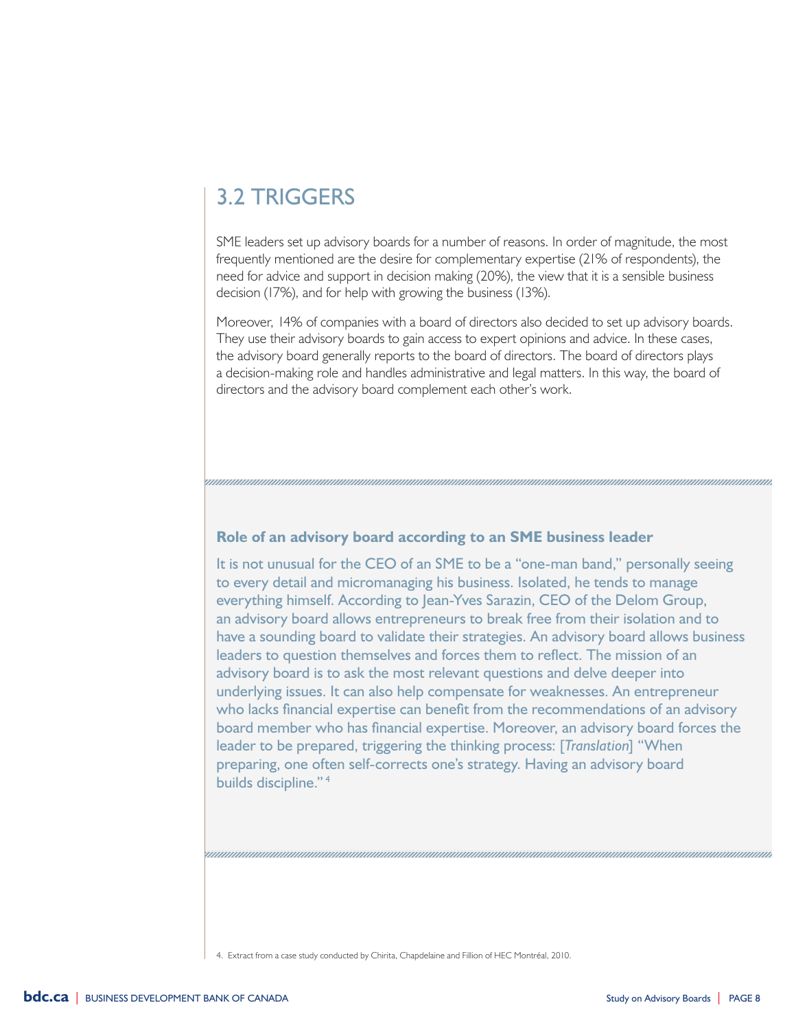## 3.2 TRIGGERS

SME leaders set up advisory boards for a number of reasons. In order of magnitude, the most frequently mentioned are the desire for complementary expertise (21% of respondents), the need for advice and support in decision making (20%), the view that it is a sensible business decision (17%), and for help with growing the business (13%).

Moreover, 14% of companies with a board of directors also decided to set up advisory boards. They use their advisory boards to gain access to expert opinions and advice. In these cases, the advisory board generally reports to the board of directors. The board of directors plays a decision-making role and handles administrative and legal matters. In this way, the board of directors and the advisory board complement each other's work.

**Role of an advisory board according to an SME business leader**

It is not unusual for the CEO of an SME to be a "one-man band," personally seeing to every detail and micromanaging his business. Isolated, he tends to manage everything himself. According to Jean-Yves Sarazin, CEO of the Delom Group, an advisory board allows entrepreneurs to break free from their isolation and to have a sounding board to validate their strategies. An advisory board allows business leaders to question themselves and forces them to reflect. The mission of an advisory board is to ask the most relevant questions and delve deeper into underlying issues. It can also help compensate for weaknesses. An entrepreneur who lacks financial expertise can benefit from the recommendations of an advisory board member who has financial expertise. Moreover, an advisory board forces the leader to be prepared, triggering the thinking process: [*Translation*] "When preparing, one often self-corrects one's strategy. Having an advisory board builds discipline."[4]

4. Extract from a case study conducted by Chirita, Chapdelaine and Fillion of HEC Montréal, 2010.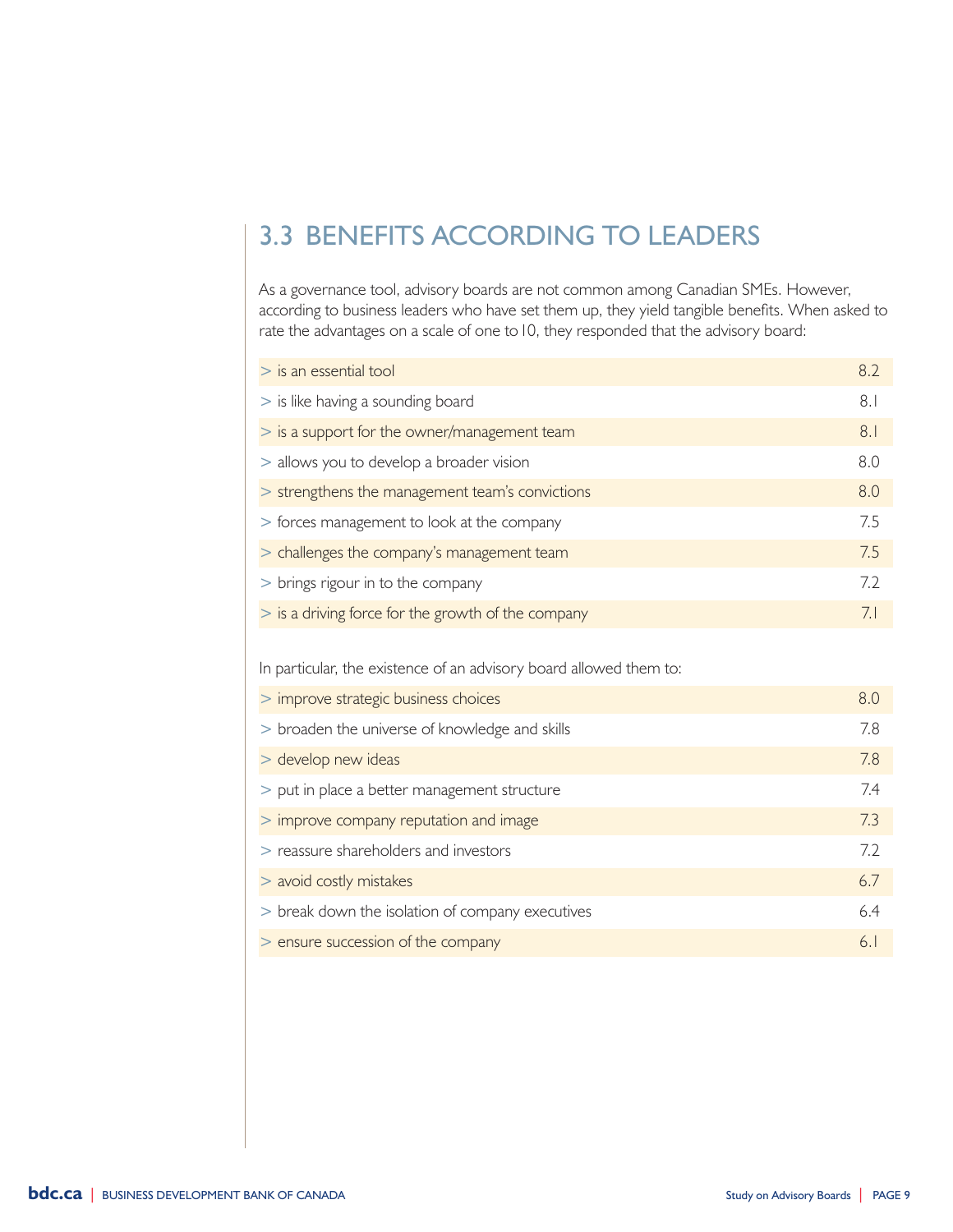## 3.3 BENEFITS ACCORDING TO LEADERS

As a governance tool, advisory boards are not common among Canadian SMEs. However, according to business leaders who have set them up, they yield tangible benefits. When asked to rate the advantages on a scale of one to 10, they responded that the advisory board:

| | |
|---|---|
| > is an essential tool | 8.2 |
| > is like having a sounding board | 8.1 |
| > is a support for the owner/management team | 8.1 |
| > allows you to develop a broader vision | 8.0 |
| > strengthens the management team's convictions | 8.0 |
| > forces management to look at the company | 7.5 |
| > challenges the company's management team | 7.5 |
| > brings rigour in to the company | 7.2 |
| > is a driving force for the growth of the company | 7.1 |

In particular, the existence of an advisory board allowed them to:

| | |
|---|---|
| > improve strategic business choices | 8.0 |
| > broaden the universe of knowledge and skills | 7.8 |
| > develop new ideas | 7.8 |
| > put in place a better management structure | 7.4 |
| > improve company reputation and image | 7.3 |
| > reassure shareholders and investors | 7.2 |
| > avoid costly mistakes | 6.7 |
| > break down the isolation of company executives | 6.4 |
| > ensure succession of the company | 6.1 |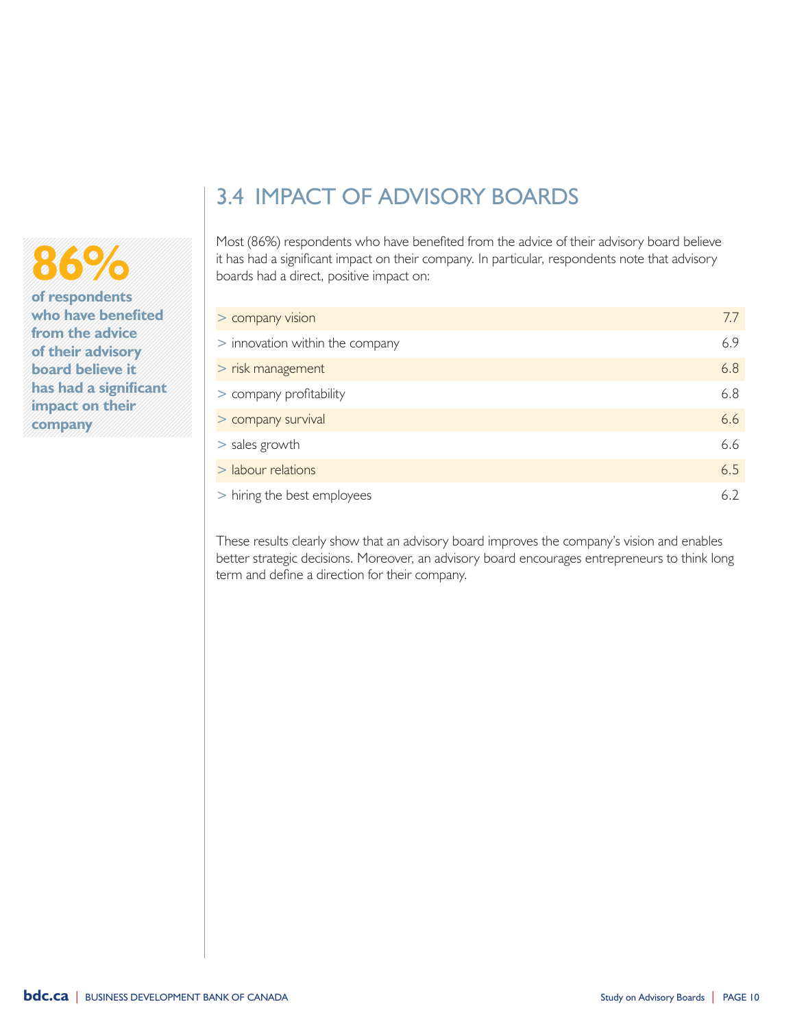**86%**

**of respondents who have benefited from the advice of their advisory board believe it has had a significant impact on their company**

## 3.4 IMPACT OF ADVISORY BOARDS

Most (86%) respondents who have benefited from the advice of their advisory board believe it has had a significant impact on their company. In particular, respondents note that advisory boards had a direct, positive impact on:

| | |
|---|---|
| > company vision | 7.7 |
| > innovation within the company | 6.9 |
| > risk management | 6.8 |
| > company profitability | 6.8 |
| > company survival | 6.6 |
| > sales growth | 6.6 |
| > labour relations | 6.5 |
| > hiring the best employees | 6.2 |

These results clearly show that an advisory board improves the company's vision and enables better strategic decisions. Moreover, an advisory board encourages entrepreneurs to think long term and define a direction for their company.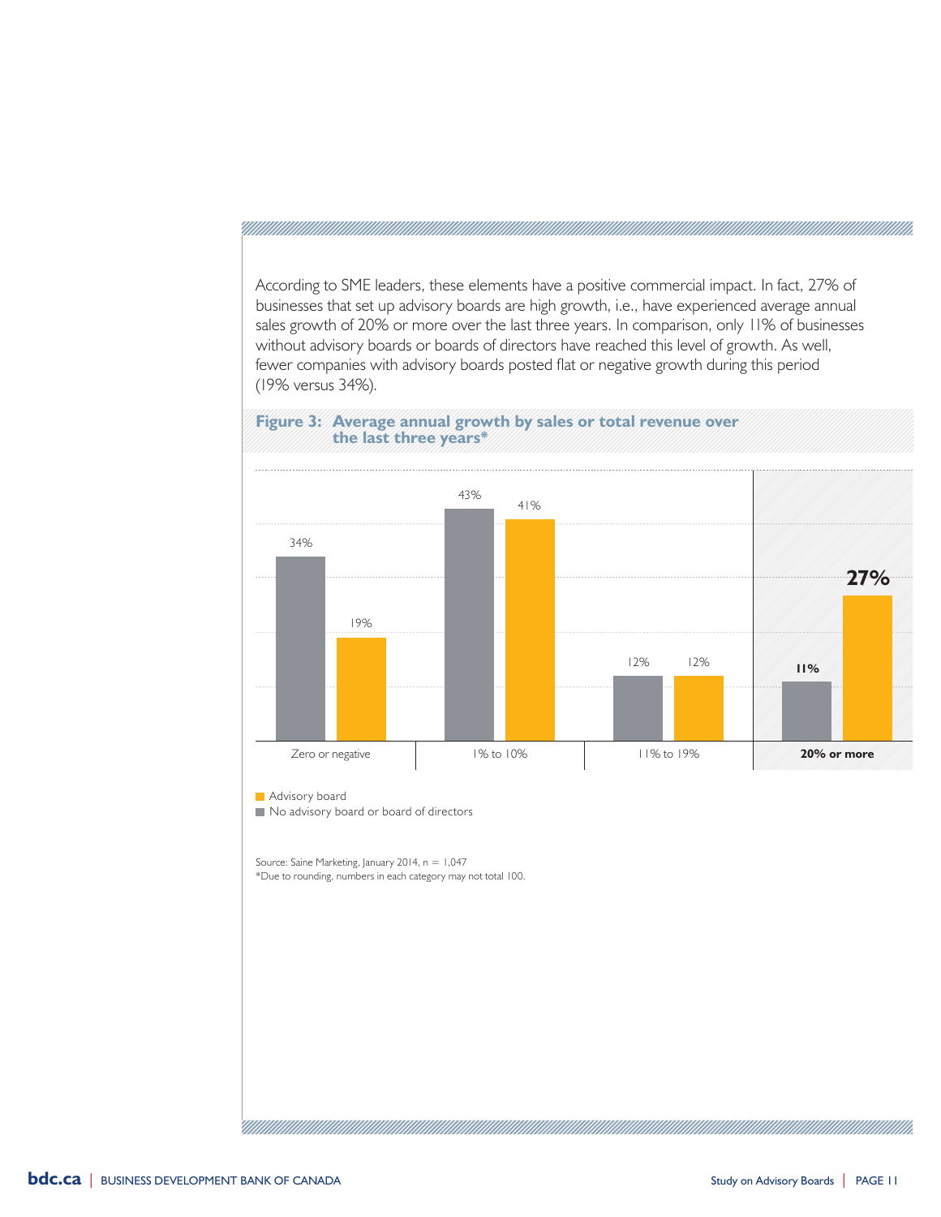According to SME leaders, these elements have a positive commercial impact. In fact, 27% of businesses that set up advisory boards are high growth, i.e., have experienced average annual sales growth of 20% or more over the last three years. In comparison, only 11% of businesses without advisory boards or boards of directors have reached this level of growth. As well, fewer companies with advisory boards posted flat or negative growth during this period (19% versus 34%).

**Figure 3: Average annual growth by sales or total revenue over the last three years***

| | No advisory board or board of directors | Advisory board |
|---|---|---|
| Zero or negative | 34% | 19% |
| 1% to 10% | 43% | 41% |
| 11% to 19% | 12% | 12% |
| **20% or more** | **11%** | **27%** |

Source: Saine Marketing, January 2014, n = 1,047

*Due to rounding, numbers in each category may not total 100.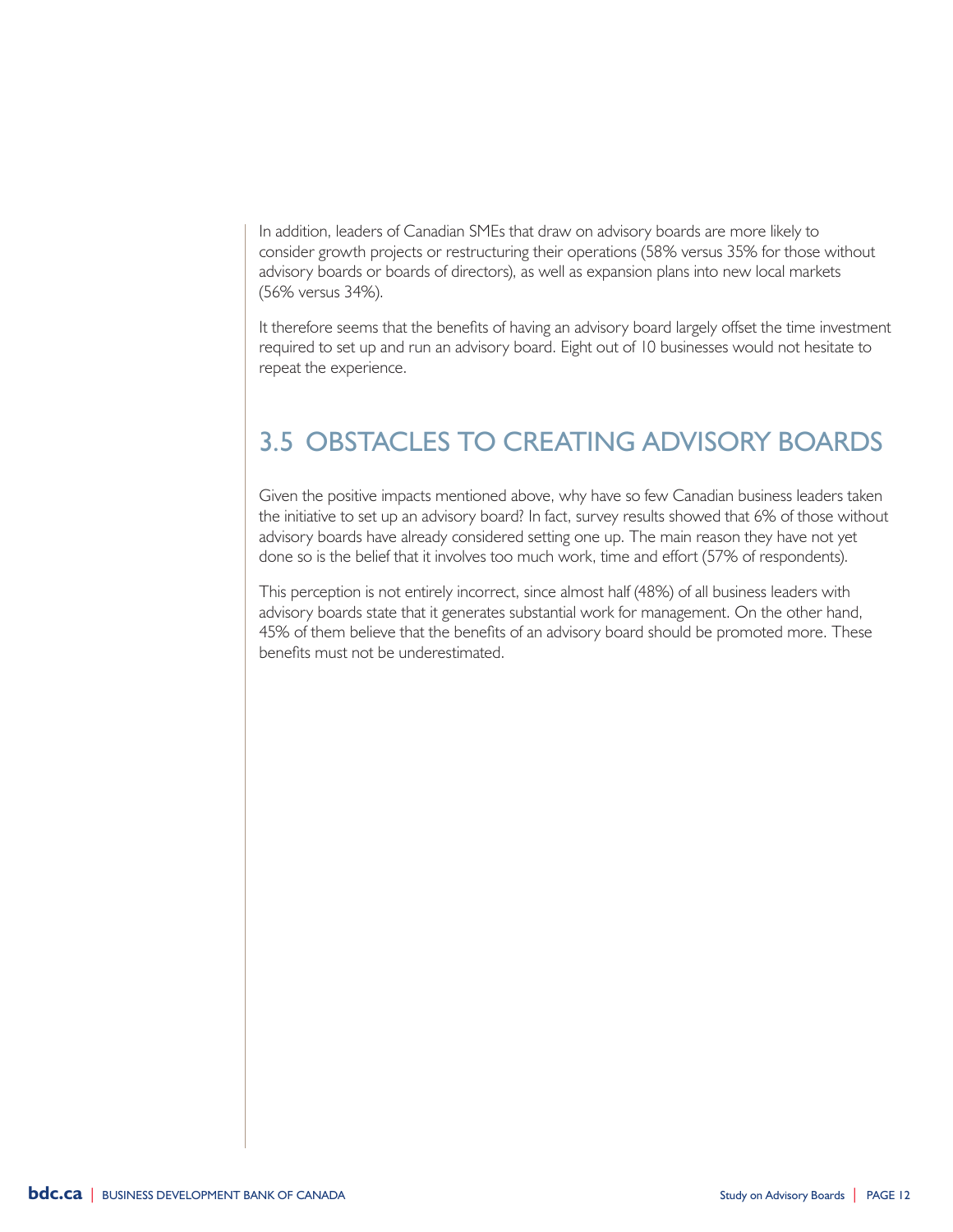In addition, leaders of Canadian SMEs that draw on advisory boards are more likely to consider growth projects or restructuring their operations (58% versus 35% for those without advisory boards or boards of directors), as well as expansion plans into new local markets (56% versus 34%).

It therefore seems that the benefits of having an advisory board largely offset the time investment required to set up and run an advisory board. Eight out of 10 businesses would not hesitate to repeat the experience.

## 3.5 OBSTACLES TO CREATING ADVISORY BOARDS

Given the positive impacts mentioned above, why have so few Canadian business leaders taken the initiative to set up an advisory board? In fact, survey results showed that 6% of those without advisory boards have already considered setting one up. The main reason they have not yet done so is the belief that it involves too much work, time and effort (57% of respondents).

This perception is not entirely incorrect, since almost half (48%) of all business leaders with advisory boards state that it generates substantial work for management. On the other hand, 45% of them believe that the benefits of an advisory board should be promoted more. These benefits must not be underestimated.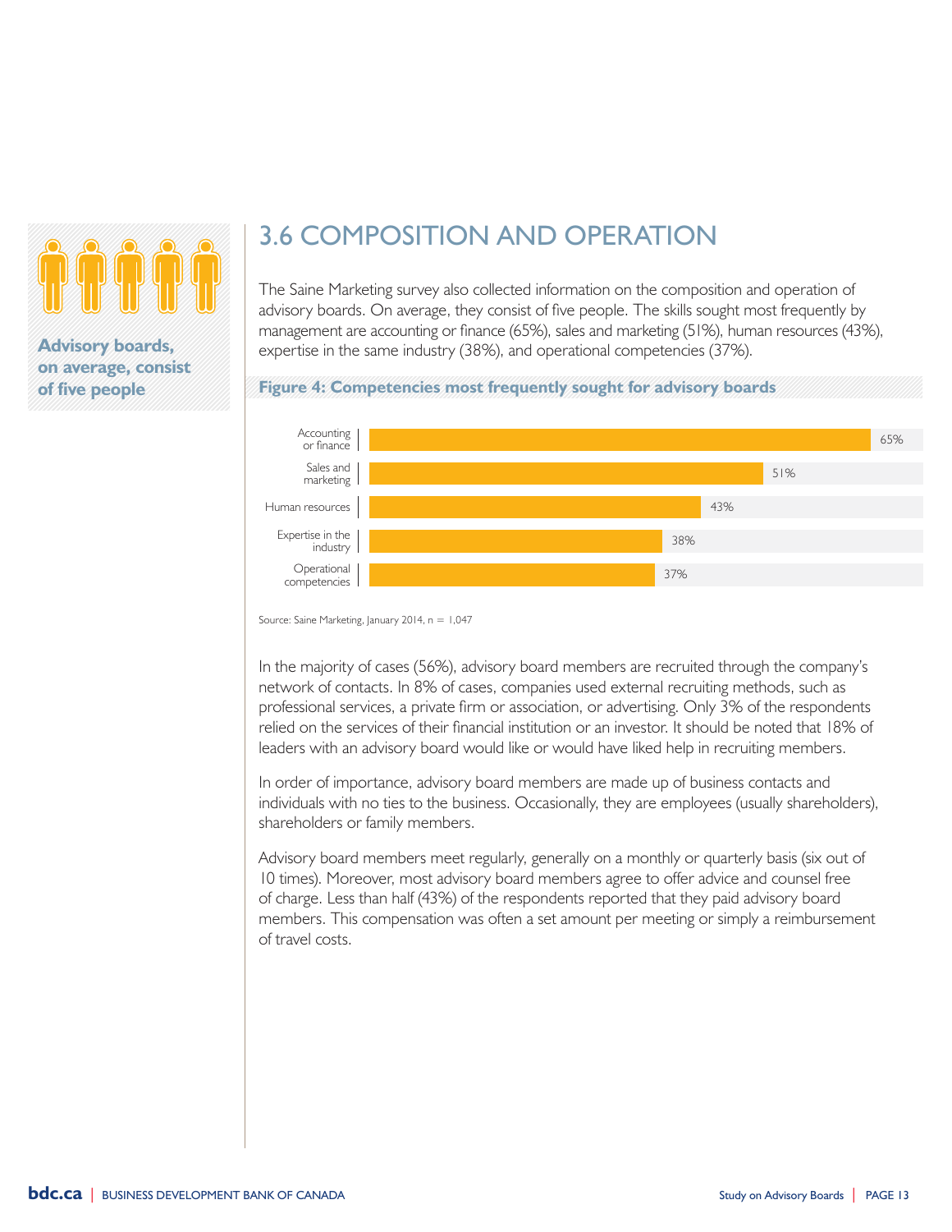**Advisory boards, on average, consist of five people**

## 3.6 COMPOSITION AND OPERATION

The Saine Marketing survey also collected information on the composition and operation of advisory boards. On average, they consist of five people. The skills sought most frequently by management are accounting or finance (65%), sales and marketing (51%), human resources (43%), expertise in the same industry (38%), and operational competencies (37%).

**Figure 4: Competencies most frequently sought for advisory boards**

| Competency | % |
|---|---|
| Accounting or finance | 65% |
| Sales and marketing | 51% |
| Human resources | 43% |
| Expertise in the industry | 38% |
| Operational competencies | 37% |

Source: Saine Marketing, January 2014, n = 1,047

In the majority of cases (56%), advisory board members are recruited through the company's network of contacts. In 8% of cases, companies used external recruiting methods, such as professional services, a private firm or association, or advertising. Only 3% of the respondents relied on the services of their financial institution or an investor. It should be noted that 18% of leaders with an advisory board would like or would have liked help in recruiting members.

In order of importance, advisory board members are made up of business contacts and individuals with no ties to the business. Occasionally, they are employees (usually shareholders), shareholders or family members.

Advisory board members meet regularly, generally on a monthly or quarterly basis (six out of 10 times). Moreover, most advisory board members agree to offer advice and counsel free of charge. Less than half (43%) of the respondents reported that they paid advisory board members. This compensation was often a set amount per meeting or simply a reimbursement of travel costs.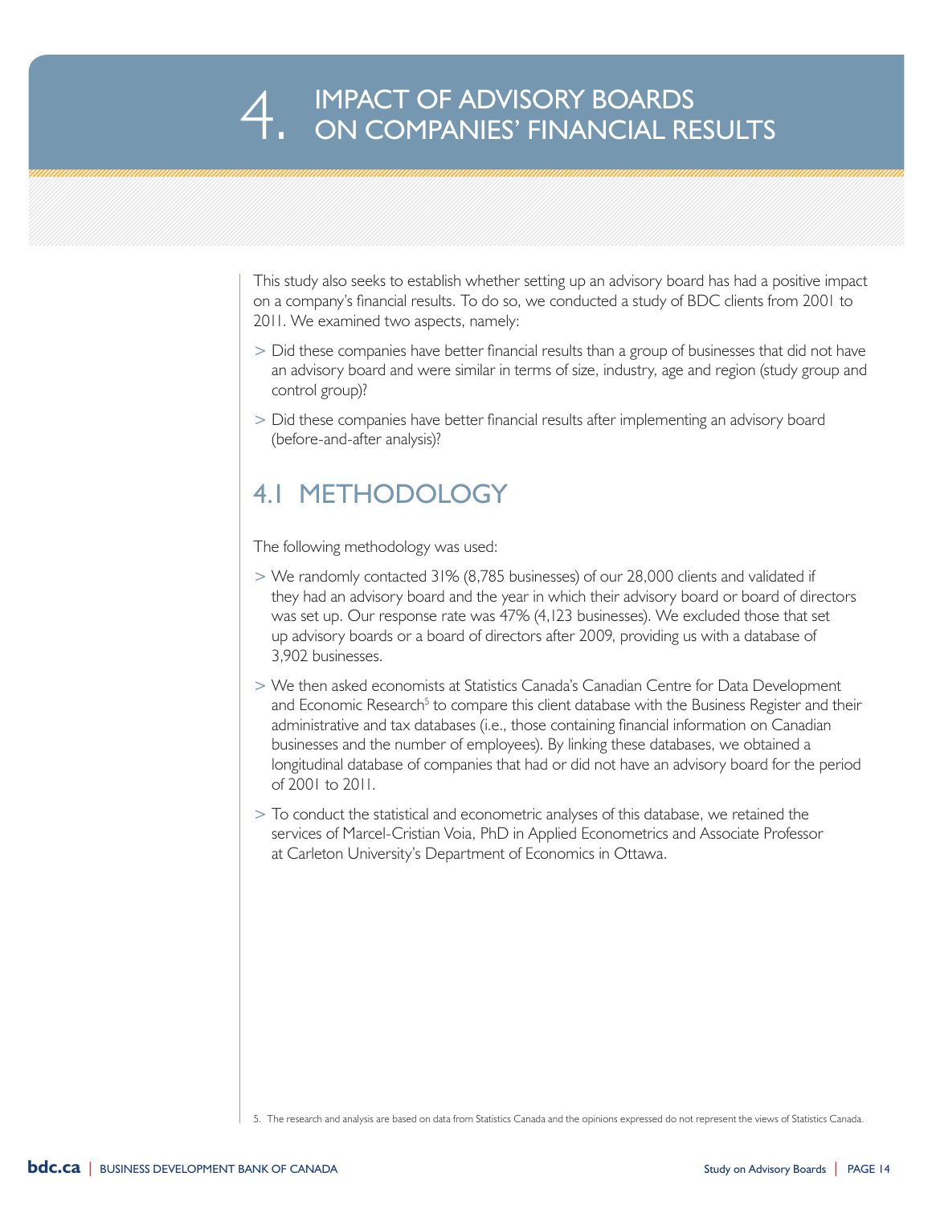# 4. IMPACT OF ADVISORY BOARDS ON COMPANIES' FINANCIAL RESULTS

This study also seeks to establish whether setting up an advisory board has had a positive impact on a company's financial results. To do so, we conducted a study of BDC clients from 2001 to 2011. We examined two aspects, namely:

> Did these companies have better financial results than a group of businesses that did not have an advisory board and were similar in terms of size, industry, age and region (study group and control group)?

> Did these companies have better financial results after implementing an advisory board (before-and-after analysis)?

## 4.1 METHODOLOGY

The following methodology was used:

> We randomly contacted 31% (8,785 businesses) of our 28,000 clients and validated if they had an advisory board and the year in which their advisory board or board of directors was set up. Our response rate was 47% (4,123 businesses). We excluded those that set up advisory boards or a board of directors after 2009, providing us with a database of 3,902 businesses.

> We then asked economists at Statistics Canada's Canadian Centre for Data Development and Economic Research[5] to compare this client database with the Business Register and their administrative and tax databases (i.e., those containing financial information on Canadian businesses and the number of employees). By linking these databases, we obtained a longitudinal database of companies that had or did not have an advisory board for the period of 2001 to 2011.

> To conduct the statistical and econometric analyses of this database, we retained the services of Marcel-Cristian Voia, PhD in Applied Econometrics and Associate Professor at Carleton University's Department of Economics in Ottawa.

5. The research and analysis are based on data from Statistics Canada and the opinions expressed do not represent the views of Statistics Canada.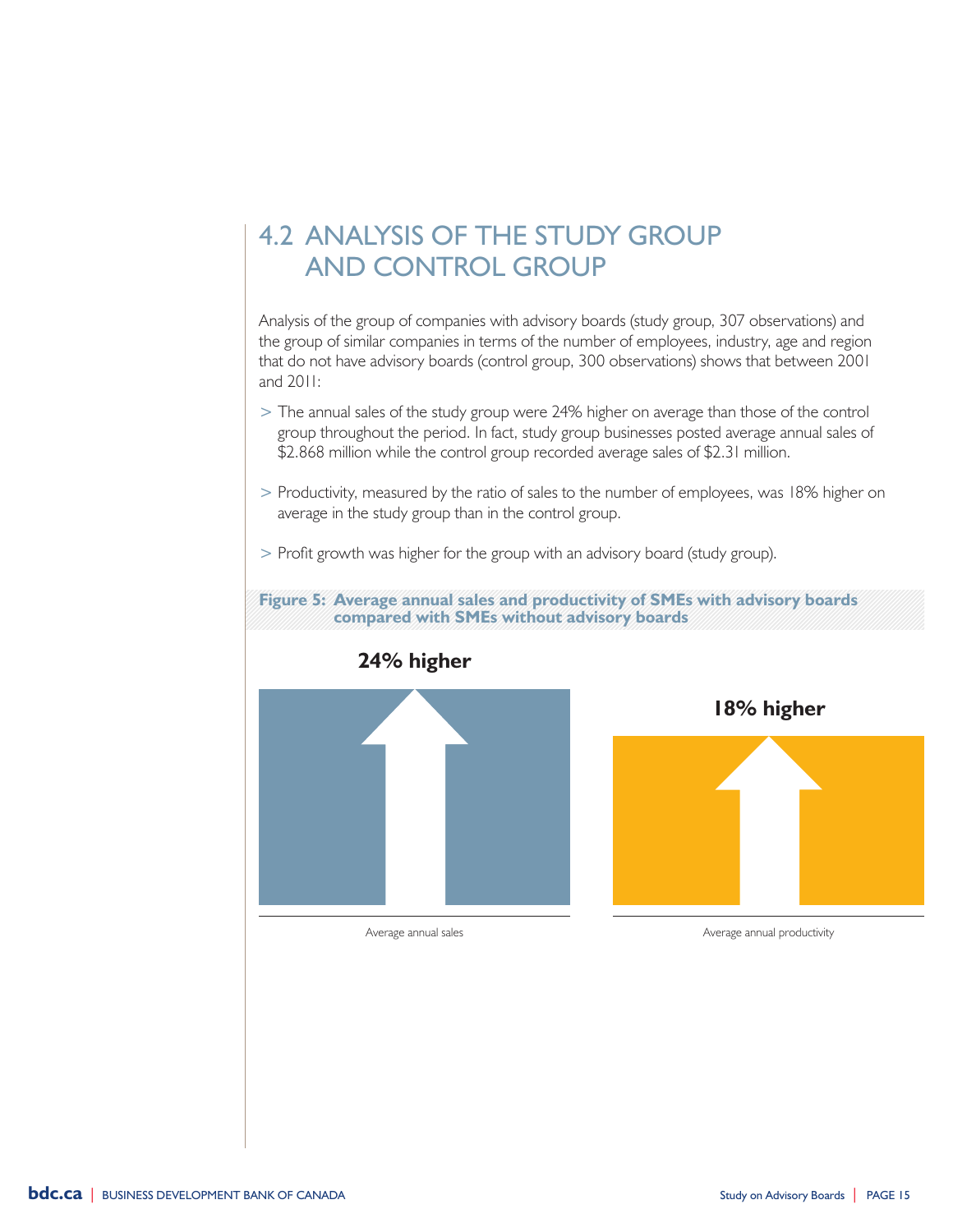## 4.2 ANALYSIS OF THE STUDY GROUP AND CONTROL GROUP

Analysis of the group of companies with advisory boards (study group, 307 observations) and the group of similar companies in terms of the number of employees, industry, age and region that do not have advisory boards (control group, 300 observations) shows that between 2001 and 2011:

> The annual sales of the study group were 24% higher on average than those of the control group throughout the period. In fact, study group businesses posted average annual sales of $2.868 million while the control group recorded average sales of $2.31 million.

> Productivity, measured by the ratio of sales to the number of employees, was 18% higher on average in the study group than in the control group.

> Profit growth was higher for the group with an advisory board (study group).

**Figure 5: Average annual sales and productivity of SMEs with advisory boards compared with SMEs without advisory boards**

**24% higher**

Average annual sales

**18% higher**

Average annual productivity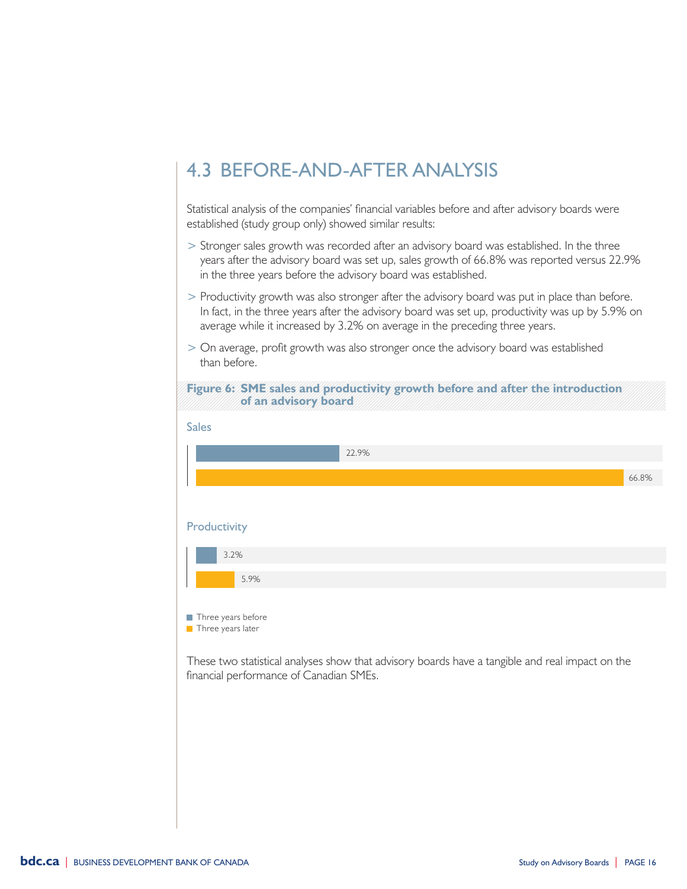## 4.3 BEFORE-AND-AFTER ANALYSIS

Statistical analysis of the companies' financial variables before and after advisory boards were established (study group only) showed similar results:

> Stronger sales growth was recorded after an advisory board was established. In the three years after the advisory board was set up, sales growth of 66.8% was reported versus 22.9% in the three years before the advisory board was established.

> Productivity growth was also stronger after the advisory board was put in place than before. In fact, in the three years after the advisory board was set up, productivity was up by 5.9% on average while it increased by 3.2% on average in the preceding three years.

> On average, profit growth was also stronger once the advisory board was established than before.

**Figure 6: SME sales and productivity growth before and after the introduction of an advisory board**

Sales

| | Three years before | Three years later |
|---|---|---|
| Sales | 22.9% | 66.8% |
| Productivity | 3.2% | 5.9% |

These two statistical analyses show that advisory boards have a tangible and real impact on the financial performance of Canadian SMEs.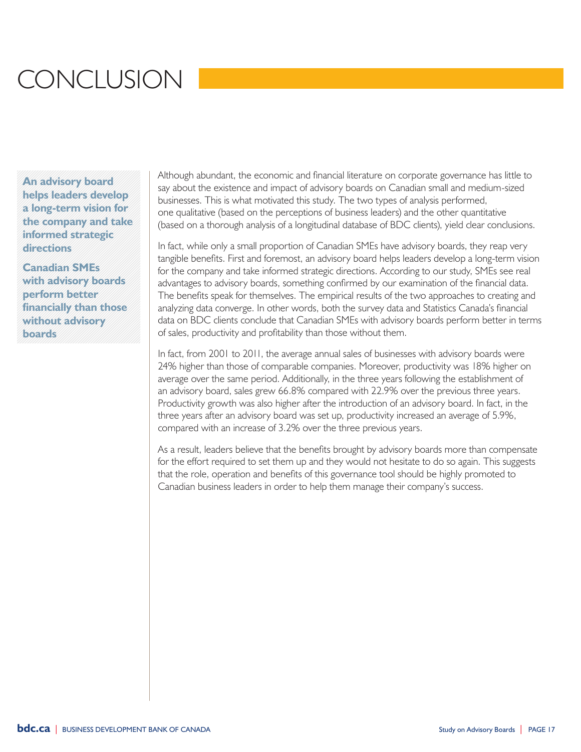# CONCLUSION

**An advisory board helps leaders develop a long-term vision for the company and take informed strategic directions**

**Canadian SMEs with advisory boards perform better financially than those without advisory boards**

Although abundant, the economic and financial literature on corporate governance has little to say about the existence and impact of advisory boards on Canadian small and medium-sized businesses. This is what motivated this study. The two types of analysis performed, one qualitative (based on the perceptions of business leaders) and the other quantitative (based on a thorough analysis of a longitudinal database of BDC clients), yield clear conclusions.

In fact, while only a small proportion of Canadian SMEs have advisory boards, they reap very tangible benefits. First and foremost, an advisory board helps leaders develop a long-term vision for the company and take informed strategic directions. According to our study, SMEs see real advantages to advisory boards, something confirmed by our examination of the financial data. The benefits speak for themselves. The empirical results of the two approaches to creating and analyzing data converge. In other words, both the survey data and Statistics Canada's financial data on BDC clients conclude that Canadian SMEs with advisory boards perform better in terms of sales, productivity and profitability than those without them.

In fact, from 2001 to 2011, the average annual sales of businesses with advisory boards were 24% higher than those of comparable companies. Moreover, productivity was 18% higher on average over the same period. Additionally, in the three years following the establishment of an advisory board, sales grew 66.8% compared with 22.9% over the previous three years. Productivity growth was also higher after the introduction of an advisory board. In fact, in the three years after an advisory board was set up, productivity increased an average of 5.9%, compared with an increase of 3.2% over the three previous years.

As a result, leaders believe that the benefits brought by advisory boards more than compensate for the effort required to set them up and they would not hesitate to do so again. This suggests that the role, operation and benefits of this governance tool should be highly promoted to Canadian business leaders in order to help them manage their company's success.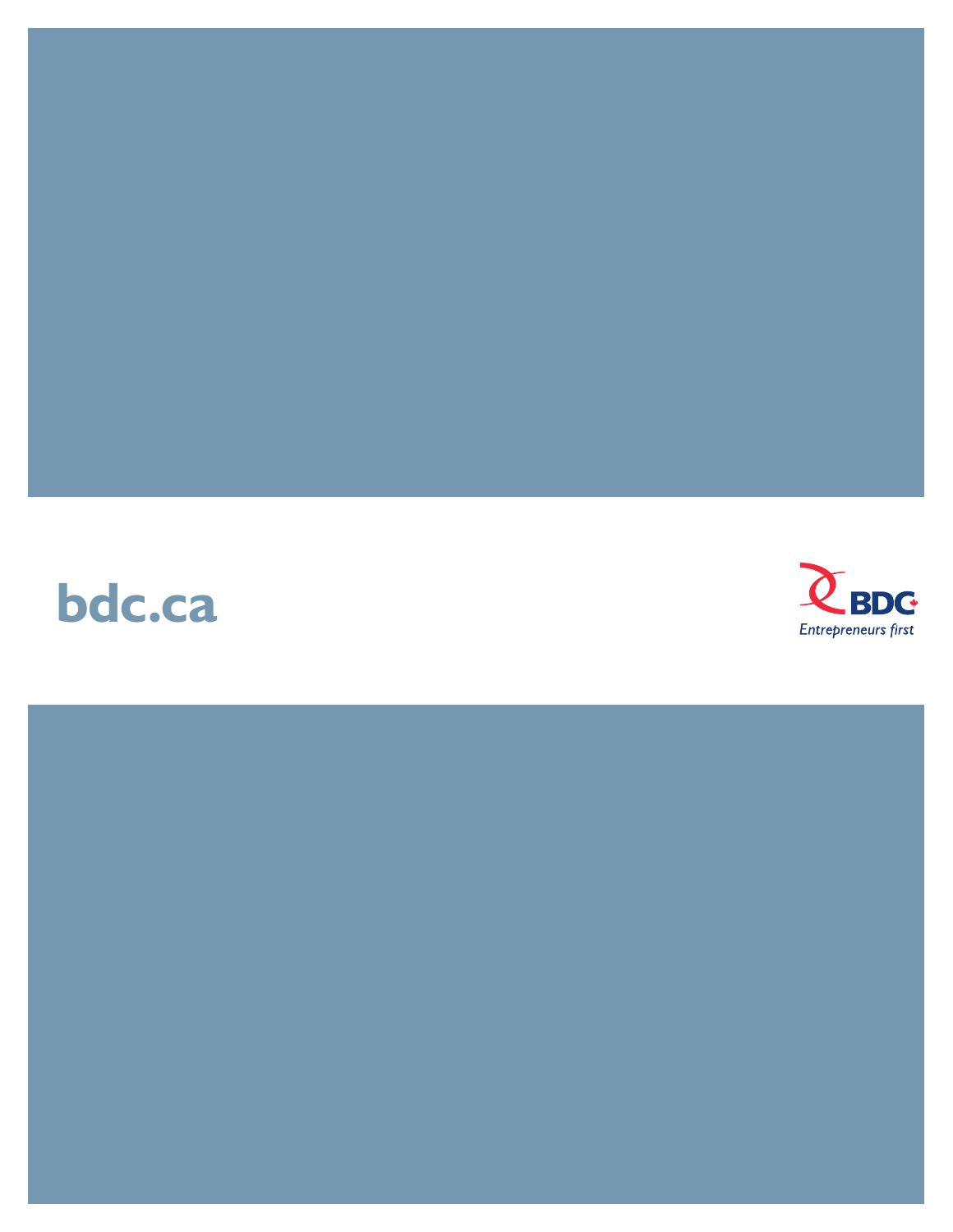bdc.ca

BDC

Entrepreneurs first